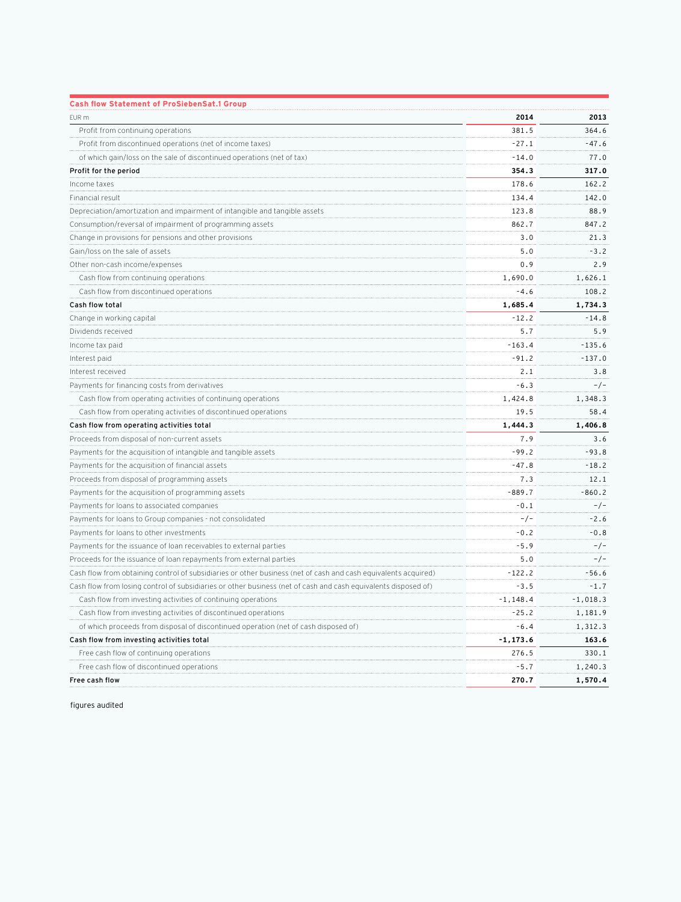**Cash flow Statement of ProSiebenSat.1 Group**

| EUR m | 2014 | 2013 |
|---|---|---|
| Profit from continuing operations | 381.5 | 364.6 |
| Profit from discontinued operations (net of income taxes) | -27.1 | -47.6 |
| of which gain/loss on the sale of discontinued operations (net of tax) | -14.0 | 77.0 |
| **Profit for the period** | **354.3** | **317.0** |
| Income taxes | 178.6 | 162.2 |
| Financial result | 134.4 | 142.0 |
| Depreciation/amortization and impairment of intangible and tangible assets | 123.8 | 88.9 |
| Consumption/reversal of impairment of programming assets | 862.7 | 847.2 |
| Change in provisions for pensions and other provisions | 3.0 | 21.3 |
| Gain/loss on the sale of assets | 5.0 | -3.2 |
| Other non-cash income/expenses | 0.9 | 2.9 |
| Cash flow from continuing operations | 1,690.0 | 1,626.1 |
| Cash flow from discontinued operations | -4.6 | 108.2 |
| **Cash flow total** | **1,685.4** | **1,734.3** |
| Change in working capital | -12.2 | -14.8 |
| Dividends received | 5.7 | 5.9 |
| Income tax paid | -163.4 | -135.6 |
| Interest paid | -91.2 | -137.0 |
| Interest received | 2.1 | 3.8 |
| Payments for financing costs from derivatives | -6.3 | -/- |
| Cash flow from operating activities of continuing operations | 1,424.8 | 1,348.3 |
| Cash flow from operating activities of discontinued operations | 19.5 | 58.4 |
| **Cash flow from operating activities total** | **1,444.3** | **1,406.8** |
| Proceeds from disposal of non-current assets | 7.9 | 3.6 |
| Payments for the acquisition of intangible and tangible assets | -99.2 | -93.8 |
| Payments for the acquisition of financial assets | -47.8 | -18.2 |
| Proceeds from disposal of programming assets | 7.3 | 12.1 |
| Payments for the acquisition of programming assets | -889.7 | -860.2 |
| Payments for loans to associated companies | -0.1 | -/- |
| Payments for loans to Group companies - not consolidated | -/- | -2.6 |
| Payments for loans to other investments | -0.2 | -0.8 |
| Payments for the issuance of loan receivables to external parties | -5.9 | -/- |
| Proceeds for the issuance of loan repayments from external parties | 5.0 | -/- |
| Cash flow from obtaining control of subsidiaries or other business (net of cash and cash equivalents acquired) | -122.2 | -56.6 |
| Cash flow from losing control of subsidiaries or other business (net of cash and cash equivalents disposed of) | -3.5 | -1.7 |
| Cash flow from investing activities of continuing operations | -1,148.4 | -1,018.3 |
| Cash flow from investing activities of discontinued operations | -25.2 | 1,181.9 |
| of which proceeds from disposal of discontinued operation (net of cash disposed of) | -6.4 | 1,312.3 |
| **Cash flow from investing activities total** | **-1,173.6** | **163.6** |
| Free cash flow of continuing operations | 276.5 | 330.1 |
| Free cash flow of discontinued operations | -5.7 | 1,240.3 |
| **Free cash flow** | **270.7** | **1,570.4** |

figures audited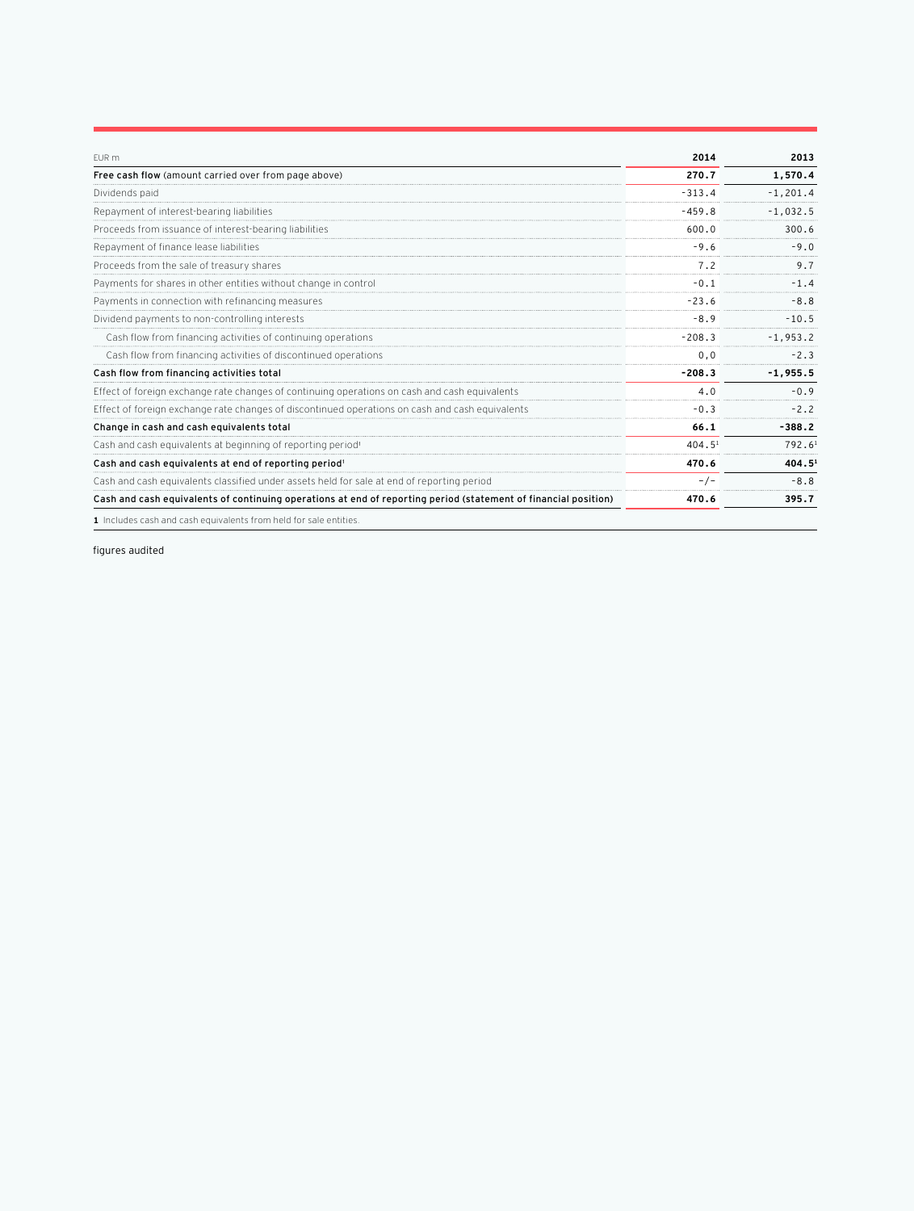| EUR m | 2014 | 2013 |
|---|---|---|
| **Free cash flow** (amount carried over from page above) | **270.7** | **1,570.4** |
| Dividends paid | -313.4 | -1,201.4 |
| Repayment of interest-bearing liabilities | -459.8 | -1,032.5 |
| Proceeds from issuance of interest-bearing liabilities | 600.0 | 300.6 |
| Repayment of finance lease liabilities | -9.6 | -9.0 |
| Proceeds from the sale of treasury shares | 7.2 | 9.7 |
| Payments for shares in other entities without change in control | -0.1 | -1.4 |
| Payments in connection with refinancing measures | -23.6 | -8.8 |
| Dividend payments to non-controlling interests | -8.9 | -10.5 |
| Cash flow from financing activities of continuing operations | -208.3 | -1,953.2 |
| Cash flow from financing activities of discontinued operations | 0,0 | -2.3 |
| **Cash flow from financing activities total** | **-208.3** | **-1,955.5** |
| Effect of foreign exchange rate changes of continuing operations on cash and cash equivalents | 4.0 | -0.9 |
| Effect of foreign exchange rate changes of discontinued operations on cash and cash equivalents | -0.3 | -2.2 |
| **Change in cash and cash equivalents total** | **66.1** | **-388.2** |
| Cash and cash equivalents at beginning of reporting period[1] | 404.5[1] | 792.6[1] |
| **Cash and cash equivalents at end of reporting period[1]** | **470.6** | **404.5[1]** |
| Cash and cash equivalents classified under assets held for sale at end of reporting period | -/- | -8.8 |
| **Cash and cash equivalents of continuing operations at end of reporting period (statement of financial position)** | **470.6** | **395.7** |

**1** Includes cash and cash equivalents from held for sale entities.

figures audited